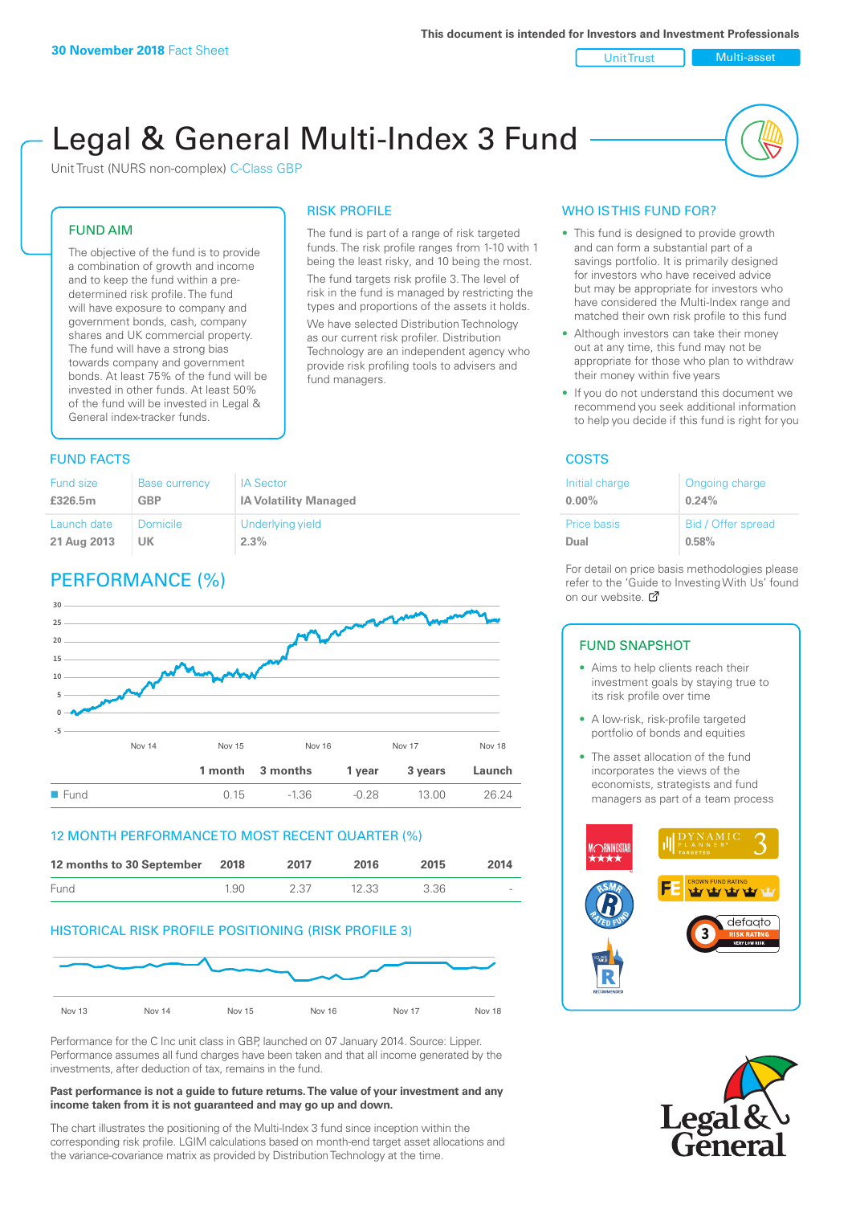30 November 2018 Fact Sheet

This document is intended for Investors and Investment Professionals

Unit Trust | Multi-asset

# Legal & General Multi-Index 3 Fund

Unit Trust (NURS non-complex) C-Class GBP

## FUND AIM

The objective of the fund is to provide a combination of growth and income and to keep the fund within a pre-determined risk profile. The fund will have exposure to company and government bonds, cash, company shares and UK commercial property. The fund will have a strong bias towards company and government bonds. At least 75% of the fund will be invested in other funds. At least 50% of the fund will be invested in Legal & General index-tracker funds.

## RISK PROFILE

The fund is part of a range of risk targeted funds. The risk profile ranges from 1-10 with 1 being the least risky, and 10 being the most.

The fund targets risk profile 3. The level of risk in the fund is managed by restricting the types and proportions of the assets it holds. We have selected Distribution Technology as our current risk profiler. Distribution Technology are an independent agency who provide risk profiling tools to advisers and fund managers.

## WHO IS THIS FUND FOR?

- This fund is designed to provide growth and can form a substantial part of a savings portfolio. It is primarily designed for investors who have received advice but may be appropriate for investors who have considered the Multi-Index range and matched their own risk profile to this fund
- Although investors can take their money out at any time, this fund may not be appropriate for those who plan to withdraw their money within five years
- If you do not understand this document we recommend you seek additional information to help you decide if this fund is right for you

## FUND FACTS

| Fund size | Base currency | IA Sector |
|---|---|---|
| £326.5m | GBP | IA Volatility Managed |
| **Launch date** | **Domicile** | **Underlying yield** |
| 21 Aug 2013 | UK | 2.3% |

## COSTS

| Initial charge | Ongoing charge |
|---|---|
| 0.00% | 0.24% |
| **Price basis** | **Bid / Offer spread** |
| Dual | 0.58% |

For detail on price basis methodologies please refer to the 'Guide to Investing With Us' found on our website.

## PERFORMANCE (%)

| | 1 month | 3 months | 1 year | 3 years | Launch |
|---|---|---|---|---|---|
| Fund | 0.15 | -1.36 | -0.28 | 13.00 | 26.24 |

## 12 MONTH PERFORMANCE TO MOST RECENT QUARTER (%)

| 12 months to 30 September | 2018 | 2017 | 2016 | 2015 | 2014 |
|---|---|---|---|---|---|
| Fund | 1.90 | 2.37 | 12.33 | 3.36 | - |

## HISTORICAL RISK PROFILE POSITIONING (RISK PROFILE 3)

Performance for the C Inc unit class in GBP, launched on 07 January 2014. Source: Lipper. Performance assumes all fund charges have been taken and that all income generated by the investments, after deduction of tax, remains in the fund.

**Past performance is not a guide to future returns. The value of your investment and any income taken from it is not guaranteed and may go up and down.**

The chart illustrates the positioning of the Multi-Index 3 fund since inception within the corresponding risk profile. LGIM calculations based on month-end target asset allocations and the variance-covariance matrix as provided by Distribution Technology at the time.

## FUND SNAPSHOT

- Aims to help clients reach their investment goals by staying true to its risk profile over time
- A low-risk, risk-profile targeted portfolio of bonds and equities
- The asset allocation of the fund incorporates the views of the economists, strategists and fund managers as part of a team process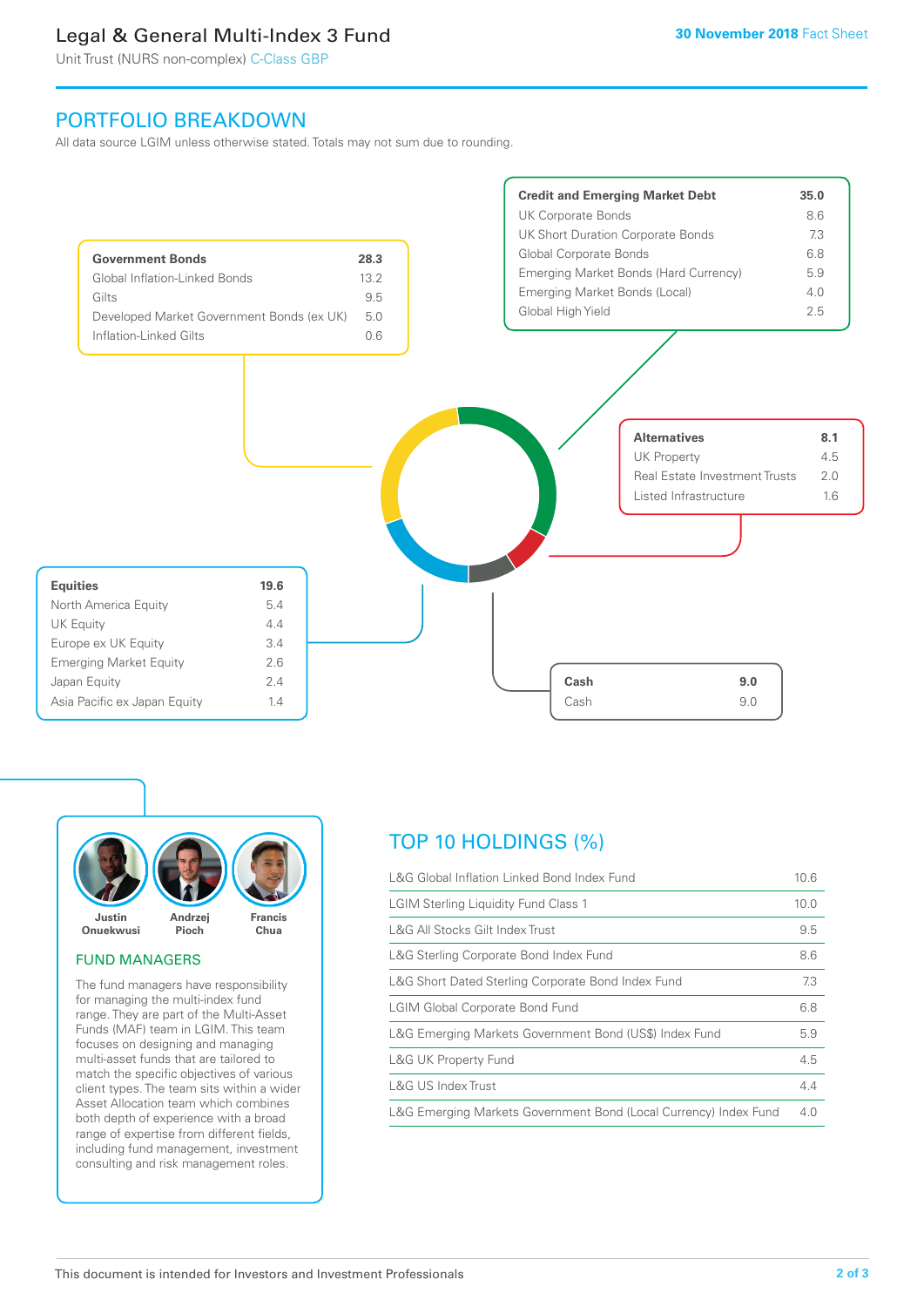## PORTFOLIO BREAKDOWN

All data source LGIM unless otherwise stated. Totals may not sum due to rounding.

| Government Bonds | 28.3 |
|---|---|
| Global Inflation-Linked Bonds | 13.2 |
| Gilts | 9.5 |
| Developed Market Government Bonds (ex UK) | 5.0 |
| Inflation-Linked Gilts | 0.6 |

| Credit and Emerging Market Debt | 35.0 |
|---|---|
| UK Corporate Bonds | 8.6 |
| UK Short Duration Corporate Bonds | 7.3 |
| Global Corporate Bonds | 6.8 |
| Emerging Market Bonds (Hard Currency) | 5.9 |
| Emerging Market Bonds (Local) | 4.0 |
| Global High Yield | 2.5 |

| Alternatives | 8.1 |
|---|---|
| UK Property | 4.5 |
| Real Estate Investment Trusts | 2.0 |
| Listed Infrastructure | 1.6 |

| Equities | 19.6 |
|---|---|
| North America Equity | 5.4 |
| UK Equity | 4.4 |
| Europe ex UK Equity | 3.4 |
| Emerging Market Equity | 2.6 |
| Japan Equity | 2.4 |
| Asia Pacific ex Japan Equity | 1.4 |

| Cash | 9.0 |
|---|---|
| Cash | 9.0 |

**Justin Onuekwusi** **Andrzej Pioch** **Francis Chua**

### FUND MANAGERS

The fund managers have responsibility for managing the multi-index fund range. They are part of the Multi-Asset Funds (MAF) team in LGIM. This team focuses on designing and managing multi-asset funds that are tailored to match the specific objectives of various client types. The team sits within a wider Asset Allocation team which combines both depth of experience with a broad range of expertise from different fields, including fund management, investment consulting and risk management roles.

## TOP 10 HOLDINGS (%)

| Holding | % |
|---|---|
| L&G Global Inflation Linked Bond Index Fund | 10.6 |
| LGIM Sterling Liquidity Fund Class 1 | 10.0 |
| L&G All Stocks Gilt Index Trust | 9.5 |
| L&G Sterling Corporate Bond Index Fund | 8.6 |
| L&G Short Dated Sterling Corporate Bond Index Fund | 7.3 |
| LGIM Global Corporate Bond Fund | 6.8 |
| L&G Emerging Markets Government Bond (US$) Index Fund | 5.9 |
| L&G UK Property Fund | 4.5 |
| L&G US Index Trust | 4.4 |
| L&G Emerging Markets Government Bond (Local Currency) Index Fund | 4.0 |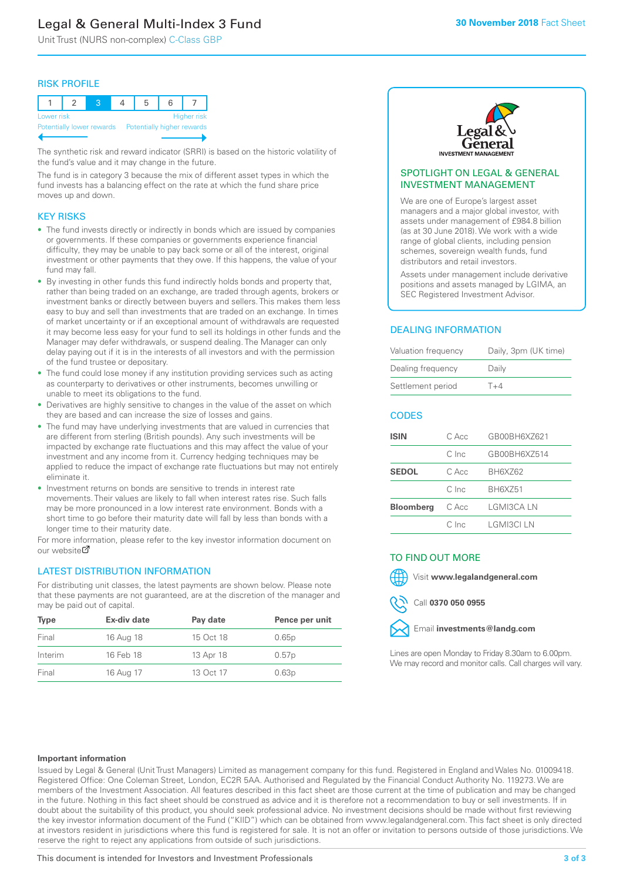# Legal & General Multi-Index 3 Fund

Unit Trust (NURS non-complex) C-Class GBP

**30 November 2018** Fact Sheet

## RISK PROFILE

| 1 | 2 | 3 | 4 | 5 | 6 | 7 |
|---|---|---|---|---|---|---|

Lower risk — Higher risk

Potentially lower rewards — Potentially higher rewards

The synthetic risk and reward indicator (SRRI) is based on the historic volatility of the fund's value and it may change in the future.

The fund is in category 3 because the mix of different asset types in which the fund invests has a balancing effect on the rate at which the fund share price moves up and down.

## KEY RISKS

- The fund invests directly or indirectly in bonds which are issued by companies or governments. If these companies or governments experience financial difficulty, they may be unable to pay back some or all of the interest, original investment or other payments that they owe. If this happens, the value of your fund may fall.
- By investing in other funds this fund indirectly holds bonds and property that, rather than being traded on an exchange, are traded through agents, brokers or investment banks or directly between buyers and sellers. This makes them less easy to buy and sell than investments that are traded on an exchange. In times of market uncertainty or if an exceptional amount of withdrawals are requested it may become less easy for your fund to sell its holdings in other funds and the Manager may defer withdrawals, or suspend dealing. The Manager can only delay paying out if it is in the interests of all investors and with the permission of the fund trustee or depositary.
- The fund could lose money if any institution providing services such as acting as counterparty to derivatives or other instruments, becomes unwilling or unable to meet its obligations to the fund.
- Derivatives are highly sensitive to changes in the value of the asset on which they are based and can increase the size of losses and gains.
- The fund may have underlying investments that are valued in currencies that are different from sterling (British pounds). Any such investments will be impacted by exchange rate fluctuations and this may affect the value of your investment and any income from it. Currency hedging techniques may be applied to reduce the impact of exchange rate fluctuations but may not entirely eliminate it.
- Investment returns on bonds are sensitive to trends in interest rate movements. Their values are likely to fall when interest rates rise. Such falls may be more pronounced in a low interest rate environment. Bonds with a short time to go before their maturity date will fall by less than bonds with a longer time to their maturity date.

For more information, please refer to the key investor information document on our website

## LATEST DISTRIBUTION INFORMATION

For distributing unit classes, the latest payments are shown below. Please note that these payments are not guaranteed, are at the discretion of the manager and may be paid out of capital.

| Type | Ex-div date | Pay date | Pence per unit |
|---|---|---|---|
| Final | 16 Aug 18 | 15 Oct 18 | 0.65p |
| Interim | 16 Feb 18 | 13 Apr 18 | 0.57p |
| Final | 16 Aug 17 | 13 Oct 17 | 0.63p |

## SPOTLIGHT ON LEGAL & GENERAL INVESTMENT MANAGEMENT

We are one of Europe's largest asset managers and a major global investor, with assets under management of £984.8 billion (as at 30 June 2018). We work with a wide range of global clients, including pension schemes, sovereign wealth funds, fund distributors and retail investors.

Assets under management include derivative positions and assets managed by LGIMA, an SEC Registered Investment Advisor.

## DEALING INFORMATION

| | |
|---|---|
| Valuation frequency | Daily, 3pm (UK time) |
| Dealing frequency | Daily |
| Settlement period | T+4 |

## CODES

| | | |
|---|---|---|
| **ISIN** | C Acc | GB00BH6XZ621 |
| | C Inc | GB00BH6XZ514 |
| **SEDOL** | C Acc | BH6XZ62 |
| | C Inc | BH6XZ51 |
| **Bloomberg** | C Acc | LGMI3CA LN |
| | C Inc | LGMI3CI LN |

## TO FIND OUT MORE

Visit **www.legalandgeneral.com**

Call **0370 050 0955**

Email **investments@landg.com**

Lines are open Monday to Friday 8.30am to 6.00pm. We may record and monitor calls. Call charges will vary.

**Important information**

Issued by Legal & General (Unit Trust Managers) Limited as management company for this fund. Registered in England and Wales No. 01009418. Registered Office: One Coleman Street, London, EC2R 5AA. Authorised and Regulated by the Financial Conduct Authority No. 119273. We are members of the Investment Association. All features described in this fact sheet are those current at the time of publication and may be changed in the future. Nothing in this fact sheet should be construed as advice and it is therefore not a recommendation to buy or sell investments. If in doubt about the suitability of this product, you should seek professional advice. No investment decisions should be made without first reviewing the key investor information document of the Fund ("KIID") which can be obtained from www.legalandgeneral.com. This fact sheet is only directed at investors resident in jurisdictions where this fund is registered for sale. It is not an offer or invitation to persons outside of those jurisdictions. We reserve the right to reject any applications from outside of such jurisdictions.

This document is intended for Investors and Investment Professionals